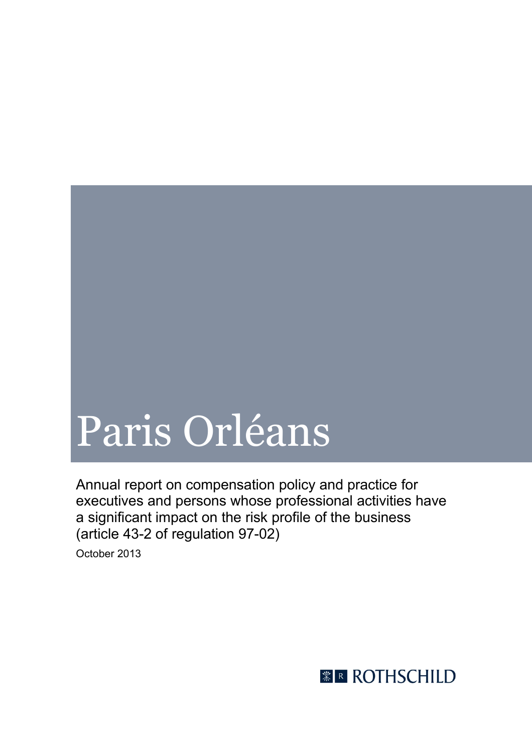# Paris Orléans

Annual report on compensation policy and practice for executives and persons whose professional activities have a significant impact on the risk profile of the business (article 43-2 of regulation 97-02)

October 2013

ROTHSCHILD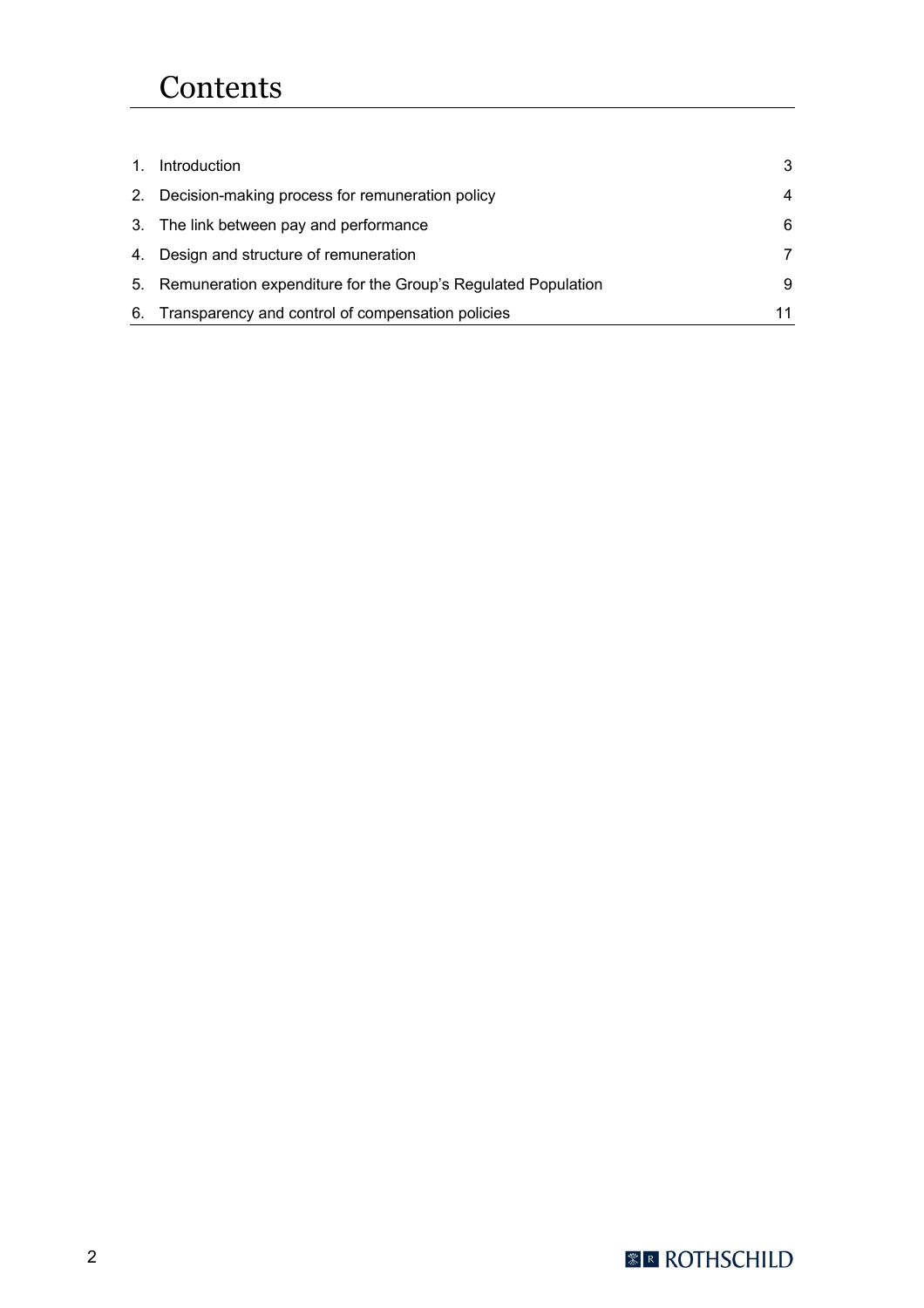# Contents

| | | |
|---|---|---|
| 1. | Introduction | 3 |
| 2. | Decision-making process for remuneration policy | 4 |
| 3. | The link between pay and performance | 6 |
| 4. | Design and structure of remuneration | 7 |
| 5. | Remuneration expenditure for the Group's Regulated Population | 9 |
| 6. | Transparency and control of compensation policies | 11 |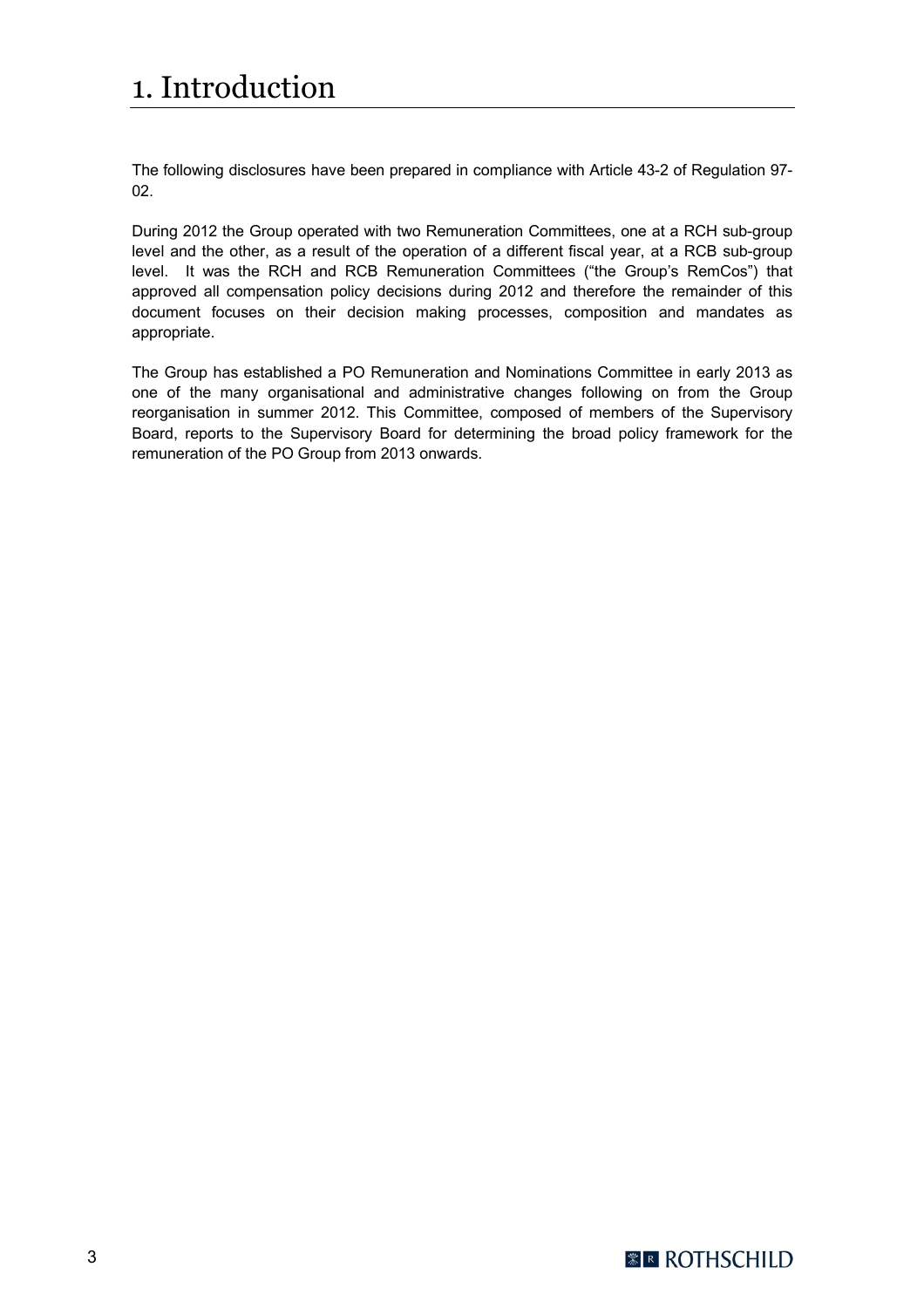# 1. Introduction

The following disclosures have been prepared in compliance with Article 43-2 of Regulation 97-02.

During 2012 the Group operated with two Remuneration Committees, one at a RCH sub-group level and the other, as a result of the operation of a different fiscal year, at a RCB sub-group level. It was the RCH and RCB Remuneration Committees ("the Group's RemCos") that approved all compensation policy decisions during 2012 and therefore the remainder of this document focuses on their decision making processes, composition and mandates as appropriate.

The Group has established a PO Remuneration and Nominations Committee in early 2013 as one of the many organisational and administrative changes following on from the Group reorganisation in summer 2012. This Committee, composed of members of the Supervisory Board, reports to the Supervisory Board for determining the broad policy framework for the remuneration of the PO Group from 2013 onwards.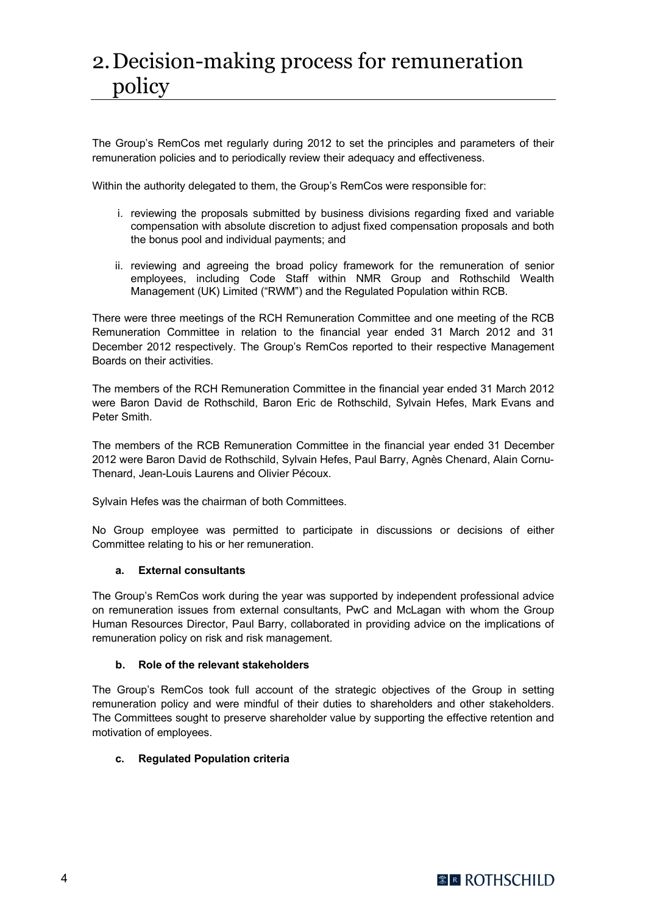# 2. Decision-making process for remuneration policy

The Group's RemCos met regularly during 2012 to set the principles and parameters of their remuneration policies and to periodically review their adequacy and effectiveness.

Within the authority delegated to them, the Group's RemCos were responsible for:

i. reviewing the proposals submitted by business divisions regarding fixed and variable compensation with absolute discretion to adjust fixed compensation proposals and both the bonus pool and individual payments; and

ii. reviewing and agreeing the broad policy framework for the remuneration of senior employees, including Code Staff within NMR Group and Rothschild Wealth Management (UK) Limited ("RWM") and the Regulated Population within RCB.

There were three meetings of the RCH Remuneration Committee and one meeting of the RCB Remuneration Committee in relation to the financial year ended 31 March 2012 and 31 December 2012 respectively. The Group's RemCos reported to their respective Management Boards on their activities.

The members of the RCH Remuneration Committee in the financial year ended 31 March 2012 were Baron David de Rothschild, Baron Eric de Rothschild, Sylvain Hefes, Mark Evans and Peter Smith.

The members of the RCB Remuneration Committee in the financial year ended 31 December 2012 were Baron David de Rothschild, Sylvain Hefes, Paul Barry, Agnès Chenard, Alain Cornu-Thenard, Jean-Louis Laurens and Olivier Pécoux.

Sylvain Hefes was the chairman of both Committees.

No Group employee was permitted to participate in discussions or decisions of either Committee relating to his or her remuneration.

### a. External consultants

The Group's RemCos work during the year was supported by independent professional advice on remuneration issues from external consultants, PwC and McLagan with whom the Group Human Resources Director, Paul Barry, collaborated in providing advice on the implications of remuneration policy on risk and risk management.

### b. Role of the relevant stakeholders

The Group's RemCos took full account of the strategic objectives of the Group in setting remuneration policy and were mindful of their duties to shareholders and other stakeholders. The Committees sought to preserve shareholder value by supporting the effective retention and motivation of employees.

### c. Regulated Population criteria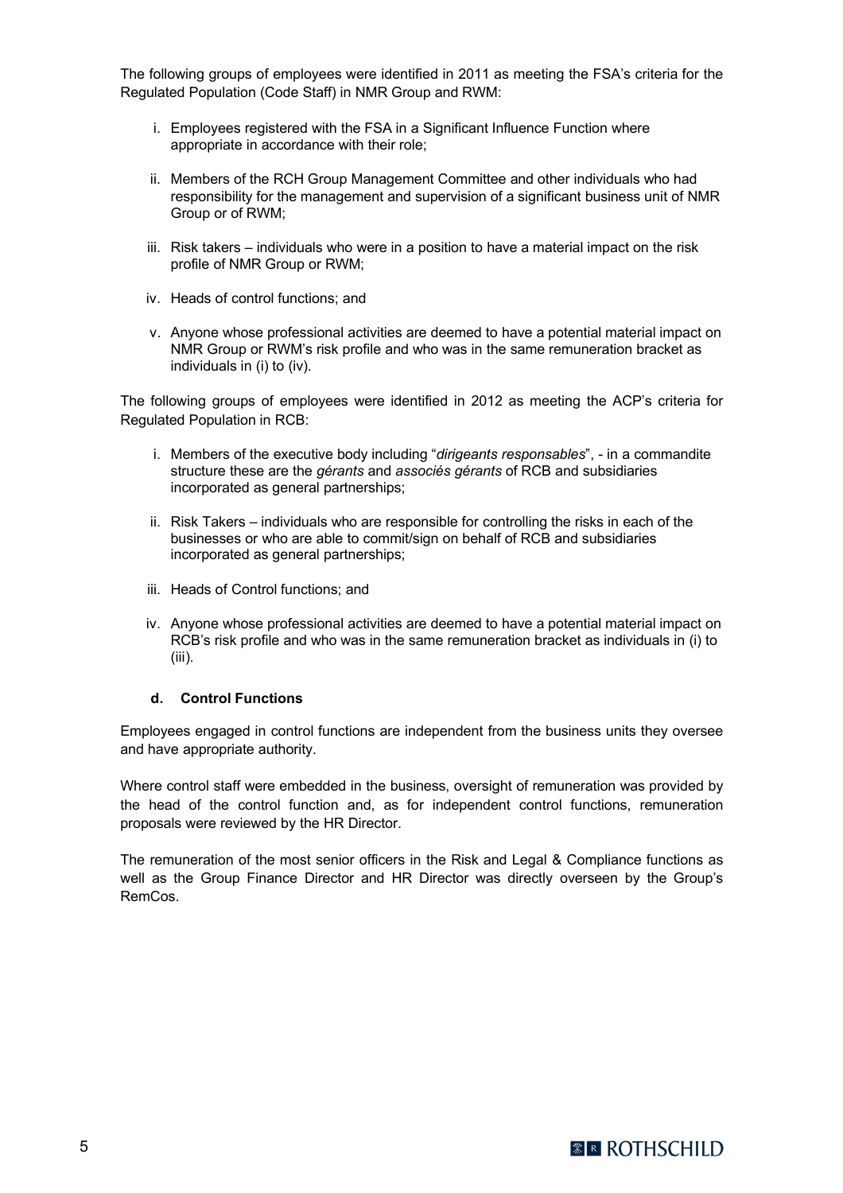The following groups of employees were identified in 2011 as meeting the FSA's criteria for the Regulated Population (Code Staff) in NMR Group and RWM:

i. Employees registered with the FSA in a Significant Influence Function where appropriate in accordance with their role;

ii. Members of the RCH Group Management Committee and other individuals who had responsibility for the management and supervision of a significant business unit of NMR Group or of RWM;

iii. Risk takers – individuals who were in a position to have a material impact on the risk profile of NMR Group or RWM;

iv. Heads of control functions; and

v. Anyone whose professional activities are deemed to have a potential material impact on NMR Group or RWM's risk profile and who was in the same remuneration bracket as individuals in (i) to (iv).

The following groups of employees were identified in 2012 as meeting the ACP's criteria for Regulated Population in RCB:

i. Members of the executive body including "*dirigeants responsables*", - in a commandite structure these are the *gérants* and *associés gérants* of RCB and subsidiaries incorporated as general partnerships;

ii. Risk Takers – individuals who are responsible for controlling the risks in each of the businesses or who are able to commit/sign on behalf of RCB and subsidiaries incorporated as general partnerships;

iii. Heads of Control functions; and

iv. Anyone whose professional activities are deemed to have a potential material impact on RCB's risk profile and who was in the same remuneration bracket as individuals in (i) to (iii).

### d. Control Functions

Employees engaged in control functions are independent from the business units they oversee and have appropriate authority.

Where control staff were embedded in the business, oversight of remuneration was provided by the head of the control function and, as for independent control functions, remuneration proposals were reviewed by the HR Director.

The remuneration of the most senior officers in the Risk and Legal & Compliance functions as well as the Group Finance Director and HR Director was directly overseen by the Group's RemCos.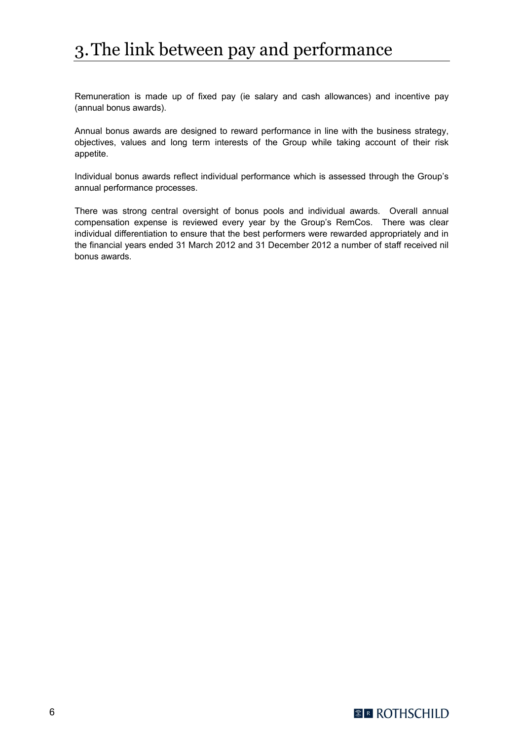# 3. The link between pay and performance

Remuneration is made up of fixed pay (ie salary and cash allowances) and incentive pay (annual bonus awards).

Annual bonus awards are designed to reward performance in line with the business strategy, objectives, values and long term interests of the Group while taking account of their risk appetite.

Individual bonus awards reflect individual performance which is assessed through the Group's annual performance processes.

There was strong central oversight of bonus pools and individual awards. Overall annual compensation expense is reviewed every year by the Group's RemCos. There was clear individual differentiation to ensure that the best performers were rewarded appropriately and in the financial years ended 31 March 2012 and 31 December 2012 a number of staff received nil bonus awards.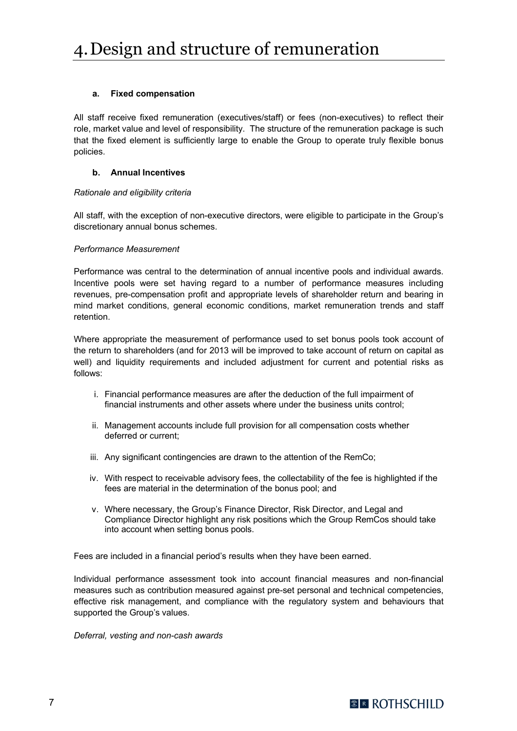# 4. Design and structure of remuneration

### a. Fixed compensation

All staff receive fixed remuneration (executives/staff) or fees (non-executives) to reflect their role, market value and level of responsibility. The structure of the remuneration package is such that the fixed element is sufficiently large to enable the Group to operate truly flexible bonus policies.

### b. Annual Incentives

*Rationale and eligibility criteria*

All staff, with the exception of non-executive directors, were eligible to participate in the Group's discretionary annual bonus schemes.

*Performance Measurement*

Performance was central to the determination of annual incentive pools and individual awards. Incentive pools were set having regard to a number of performance measures including revenues, pre-compensation profit and appropriate levels of shareholder return and bearing in mind market conditions, general economic conditions, market remuneration trends and staff retention.

Where appropriate the measurement of performance used to set bonus pools took account of the return to shareholders (and for 2013 will be improved to take account of return on capital as well) and liquidity requirements and included adjustment for current and potential risks as follows:

i. Financial performance measures are after the deduction of the full impairment of financial instruments and other assets where under the business units control;

ii. Management accounts include full provision for all compensation costs whether deferred or current;

iii. Any significant contingencies are drawn to the attention of the RemCo;

iv. With respect to receivable advisory fees, the collectability of the fee is highlighted if the fees are material in the determination of the bonus pool; and

v. Where necessary, the Group's Finance Director, Risk Director, and Legal and Compliance Director highlight any risk positions which the Group RemCos should take into account when setting bonus pools.

Fees are included in a financial period's results when they have been earned.

Individual performance assessment took into account financial measures and non-financial measures such as contribution measured against pre-set personal and technical competencies, effective risk management, and compliance with the regulatory system and behaviours that supported the Group's values.

*Deferral, vesting and non-cash awards*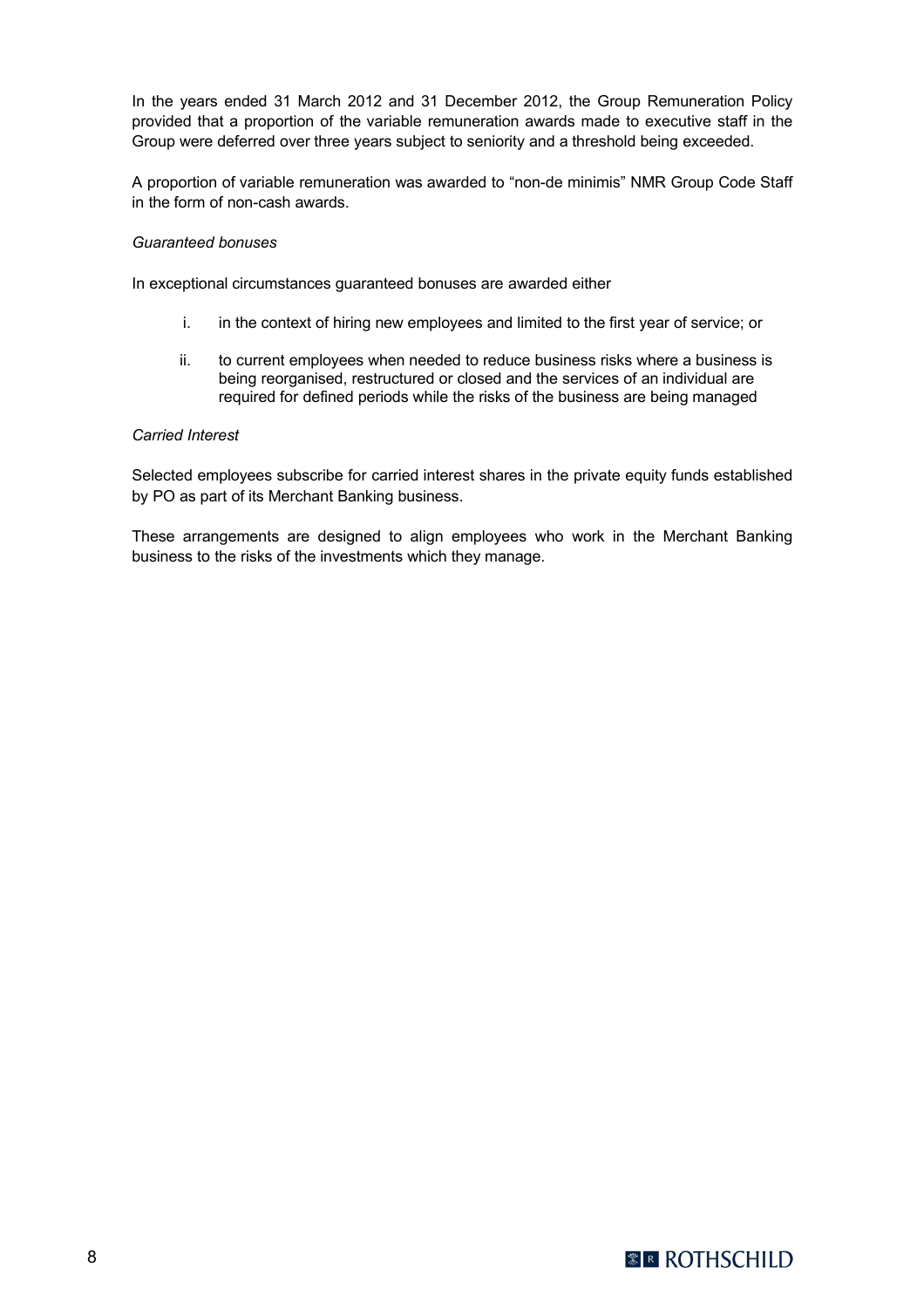In the years ended 31 March 2012 and 31 December 2012, the Group Remuneration Policy provided that a proportion of the variable remuneration awards made to executive staff in the Group were deferred over three years subject to seniority and a threshold being exceeded.

A proportion of variable remuneration was awarded to "non-de minimis" NMR Group Code Staff in the form of non-cash awards.

*Guaranteed bonuses*

In exceptional circumstances guaranteed bonuses are awarded either

i. in the context of hiring new employees and limited to the first year of service; or

ii. to current employees when needed to reduce business risks where a business is being reorganised, restructured or closed and the services of an individual are required for defined periods while the risks of the business are being managed

*Carried Interest*

Selected employees subscribe for carried interest shares in the private equity funds established by PO as part of its Merchant Banking business.

These arrangements are designed to align employees who work in the Merchant Banking business to the risks of the investments which they manage.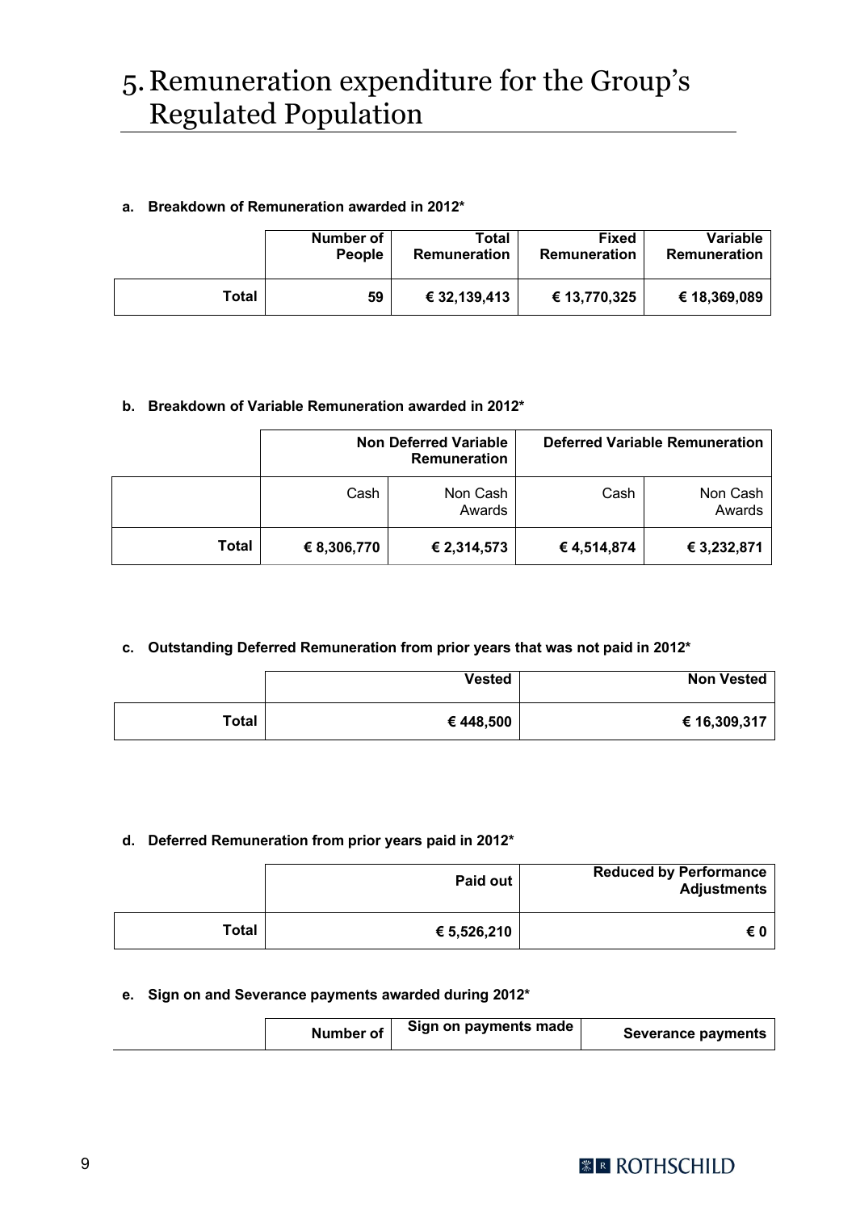# 5. Remuneration expenditure for the Group's Regulated Population

**a. Breakdown of Remuneration awarded in 2012***

| | Number of People | Total Remuneration | Fixed Remuneration | Variable Remuneration |
|---|---|---|---|---|
| **Total** | **59** | **€ 32,139,413** | **€ 13,770,325** | **€ 18,369,089** |

**b. Breakdown of Variable Remuneration awarded in 2012***

| | Non Deferred Variable Remuneration | | Deferred Variable Remuneration | |
|---|---|---|---|---|
| | Cash | Non Cash Awards | Cash | Non Cash Awards |
| **Total** | **€ 8,306,770** | **€ 2,314,573** | **€ 4,514,874** | **€ 3,232,871** |

**c. Outstanding Deferred Remuneration from prior years that was not paid in 2012***

| | Vested | Non Vested |
|---|---|---|
| **Total** | **€ 448,500** | **€ 16,309,317** |

**d. Deferred Remuneration from prior years paid in 2012***

| | Paid out | Reduced by Performance Adjustments |
|---|---|---|
| **Total** | **€ 5,526,210** | **€ 0** |

**e. Sign on and Severance payments awarded during 2012***

| | Number of | Sign on payments made | Severance payments |
|---|---|---|---|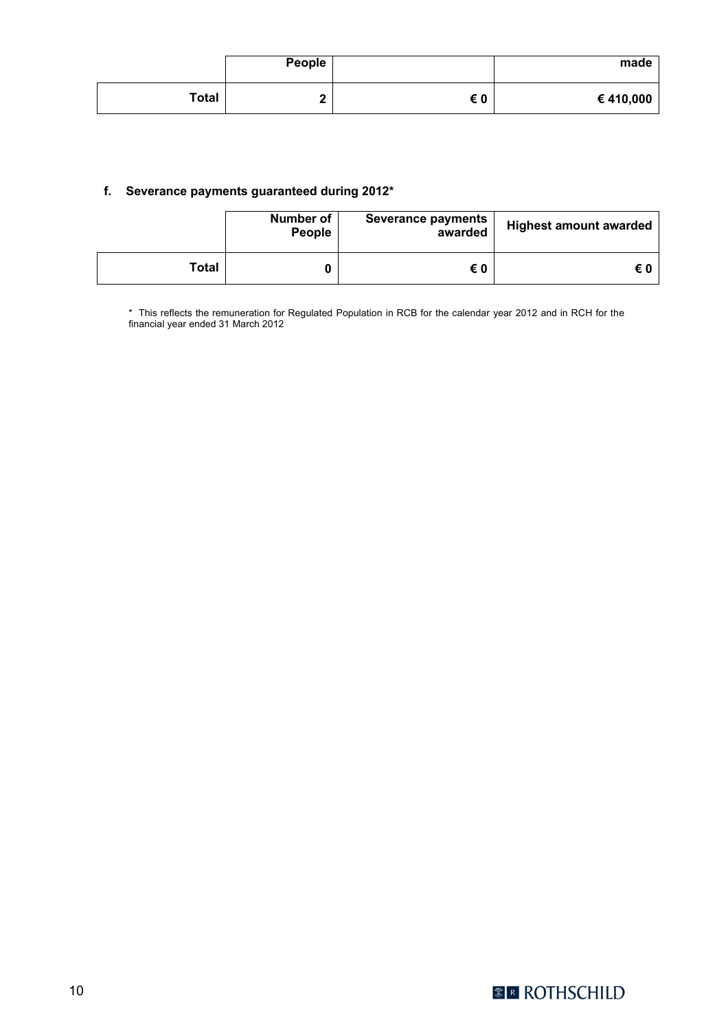| | People | | made |
|---|---|---|---|
| **Total** | **2** | **€ 0** | **€ 410,000** |

**f. Severance payments guaranteed during 2012***

| | Number of People | Severance payments awarded | Highest amount awarded |
|---|---|---|---|
| **Total** | **0** | **€ 0** | **€ 0** |

* This reflects the remuneration for Regulated Population in RCB for the calendar year 2012 and in RCH for the financial year ended 31 March 2012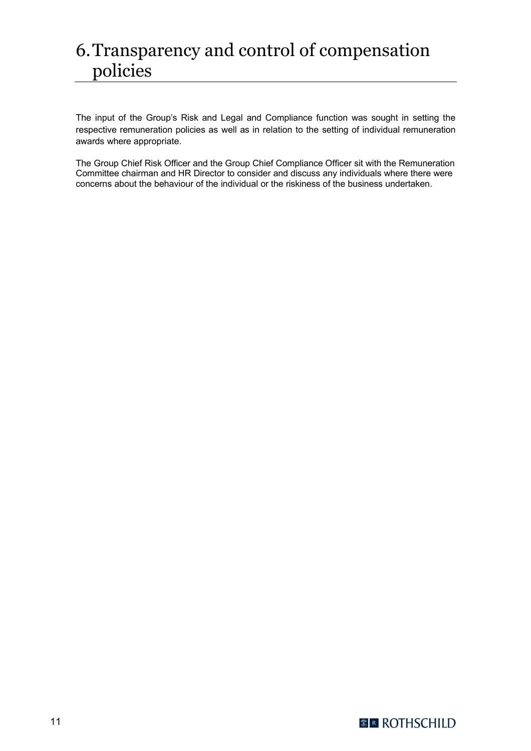# 6. Transparency and control of compensation policies

The input of the Group's Risk and Legal and Compliance function was sought in setting the respective remuneration policies as well as in relation to the setting of individual remuneration awards where appropriate.

The Group Chief Risk Officer and the Group Chief Compliance Officer sit with the Remuneration Committee chairman and HR Director to consider and discuss any individuals where there were concerns about the behaviour of the individual or the riskiness of the business undertaken.